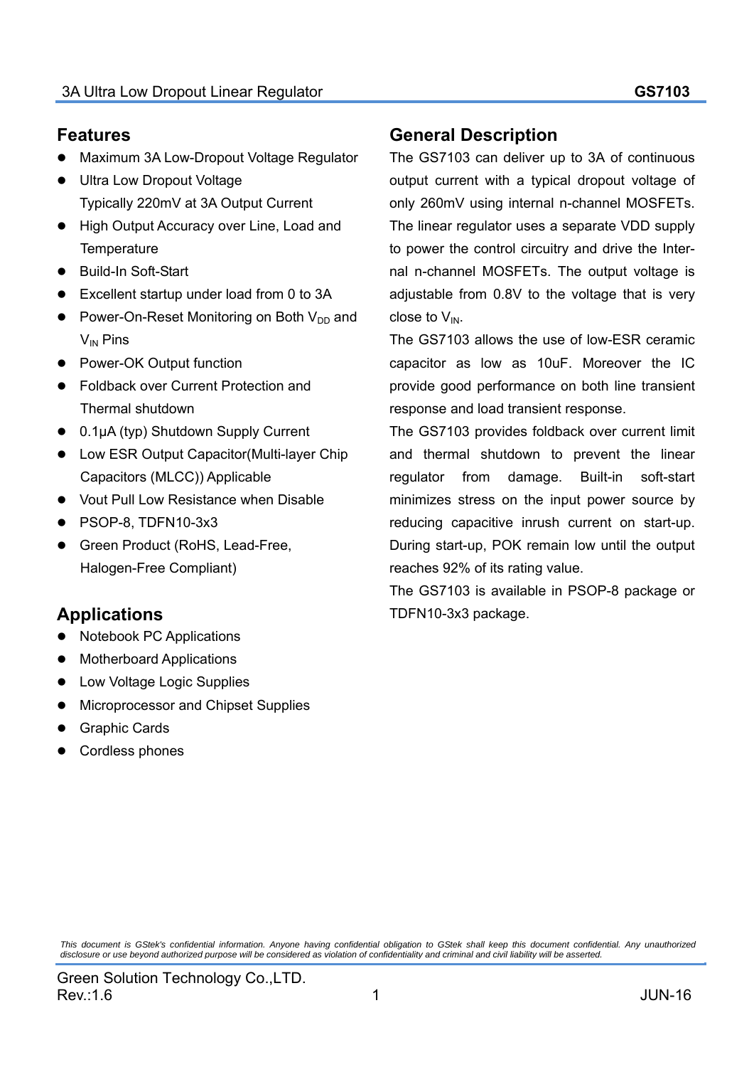## Features

- Maximum 3A Low-Dropout Voltage Regulator
- Ultra Low Dropout Voltage
  Typically 220mV at 3A Output Current
- High Output Accuracy over Line, Load and Temperature
- Build-In Soft-Start
- Excellent startup under load from 0 to 3A
- Power-On-Reset Monitoring on Both $V_{DD}$ and $V_{IN}$ Pins
- Power-OK Output function
- Foldback over Current Protection and Thermal shutdown
- 0.1µA (typ) Shutdown Supply Current
- Low ESR Output Capacitor(Multi-layer Chip Capacitors (MLCC)) Applicable
- Vout Pull Low Resistance when Disable
- PSOP-8, TDFN10-3x3
- Green Product (RoHS, Lead-Free, Halogen-Free Compliant)

## Applications

- Notebook PC Applications
- Motherboard Applications
- Low Voltage Logic Supplies
- Microprocessor and Chipset Supplies
- Graphic Cards
- Cordless phones

## General Description

The GS7103 can deliver up to 3A of continuous output current with a typical dropout voltage of only 260mV using internal n-channel MOSFETs. The linear regulator uses a separate VDD supply to power the control circuitry and drive the Internal n-channel MOSFETs. The output voltage is adjustable from 0.8V to the voltage that is very close to $V_{IN}$.

The GS7103 allows the use of low-ESR ceramic capacitor as low as 10uF. Moreover the IC provide good performance on both line transient response and load transient response.

The GS7103 provides foldback over current limit and thermal shutdown to prevent the linear regulator from damage. Built-in soft-start minimizes stress on the input power source by reducing capacitive inrush current on start-up. During start-up, POK remain low until the output reaches 92% of its rating value.

The GS7103 is available in PSOP-8 package or TDFN10-3x3 package.

*This document is GStek's confidential information. Anyone having confidential obligation to GStek shall keep this document confidential. Any unauthorized disclosure or use beyond authorized purpose will be considered as violation of confidentiality and criminal and civil liability will be asserted.*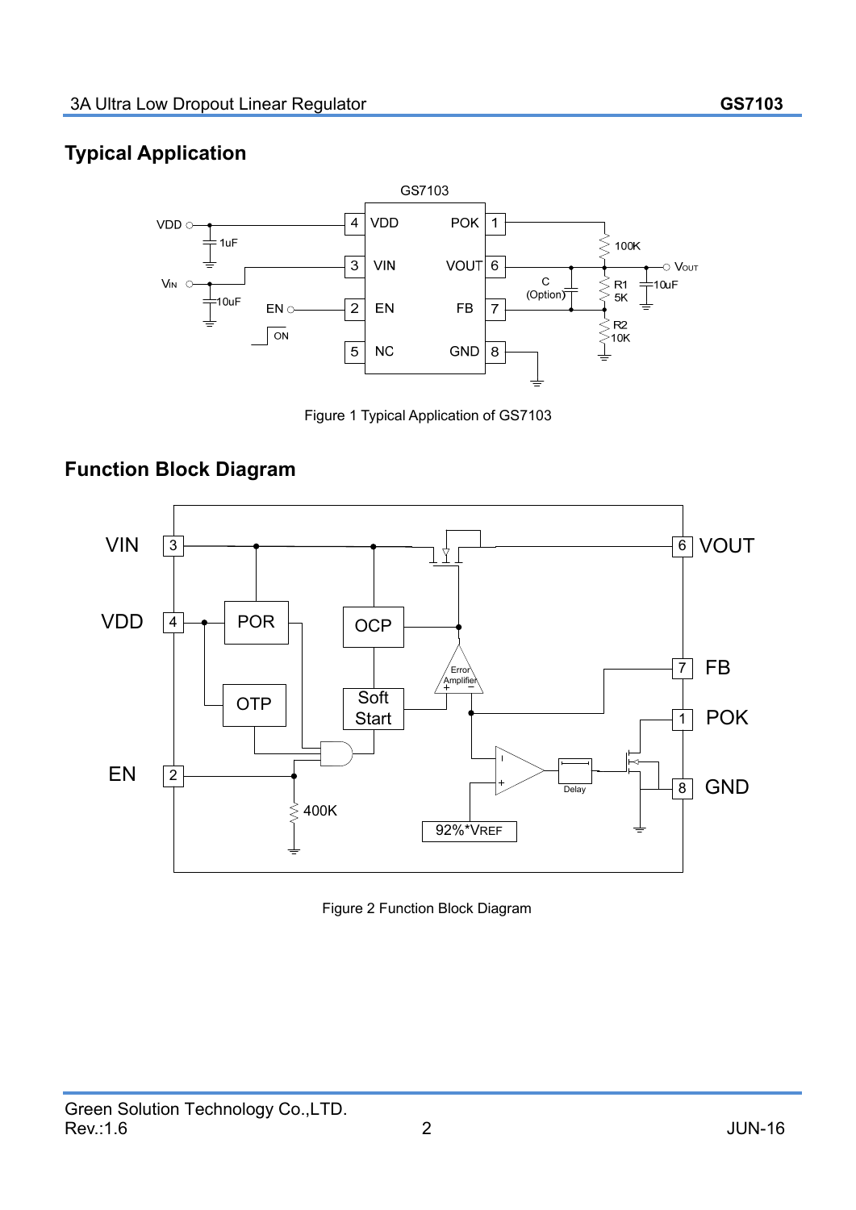## Typical Application

Figure 1 Typical Application of GS7103

## Function Block Diagram

Figure 2 Function Block Diagram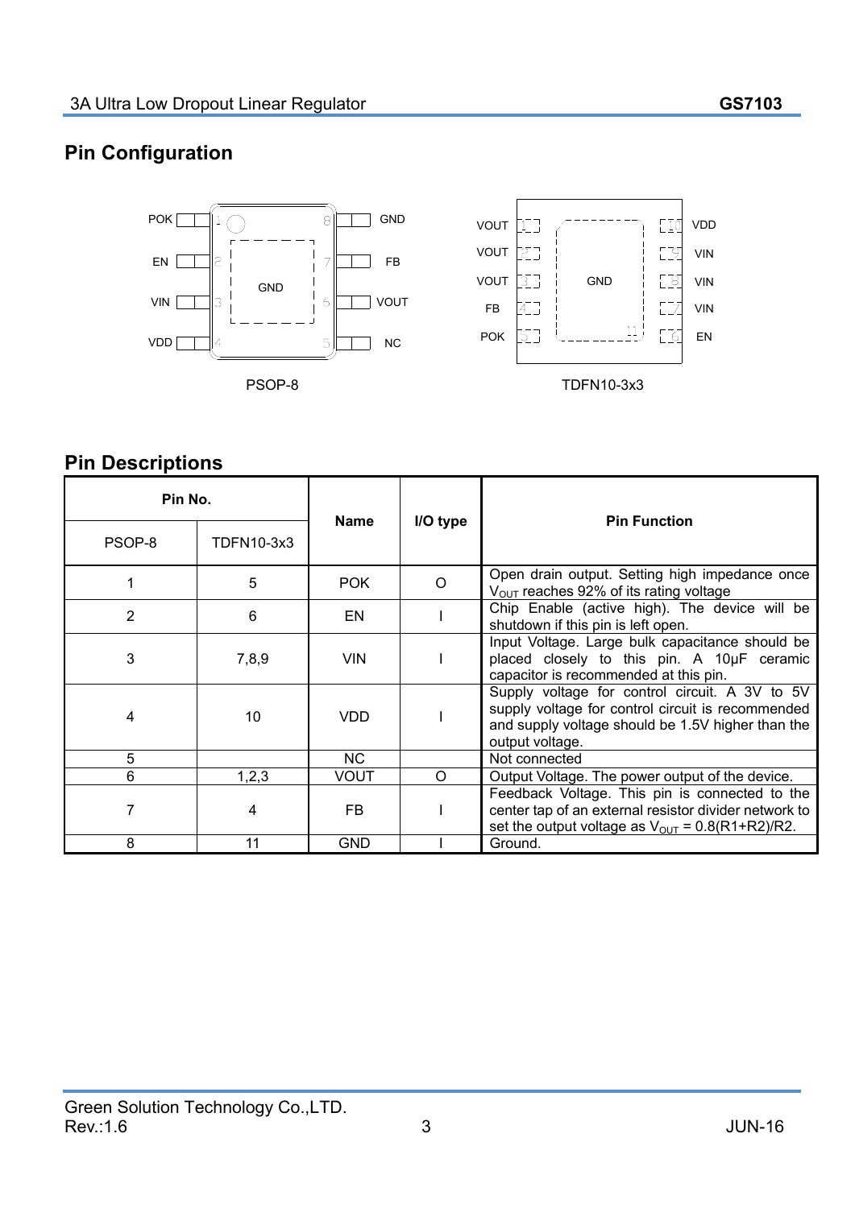## Pin Configuration

POK
EN
VIN
VDD
GND
FB
VOUT
NC
GND
PSOP-8

VOUT
VOUT
VOUT
FB
POK
GND
VDD
VIN
VIN
VIN
EN
TDFN10-3x3

## Pin Descriptions

| Pin No. | | Name | I/O type | Pin Function |
|---|---|---|---|---|
| PSOP-8 | TDFN10-3x3 | | | |
| 1 | 5 | POK | O | Open drain output. Setting high impedance once $V_{OUT}$ reaches 92% of its rating voltage |
| 2 | 6 | EN | I | Chip Enable (active high). The device will be shutdown if this pin is left open. |
| 3 | 7,8,9 | VIN | I | Input Voltage. Large bulk capacitance should be placed closely to this pin. A 10μF ceramic capacitor is recommended at this pin. |
| 4 | 10 | VDD | I | Supply voltage for control circuit. A 3V to 5V supply voltage for control circuit is recommended and supply voltage should be 1.5V higher than the output voltage. |
| 5 | | NC | | Not connected |
| 6 | 1,2,3 | VOUT | O | Output Voltage. The power output of the device. |
| 7 | 4 | FB | I | Feedback Voltage. This pin is connected to the center tap of an external resistor divider network to set the output voltage as $V_{OUT}$ = 0.8(R1+R2)/R2. |
| 8 | 11 | GND | I | Ground. |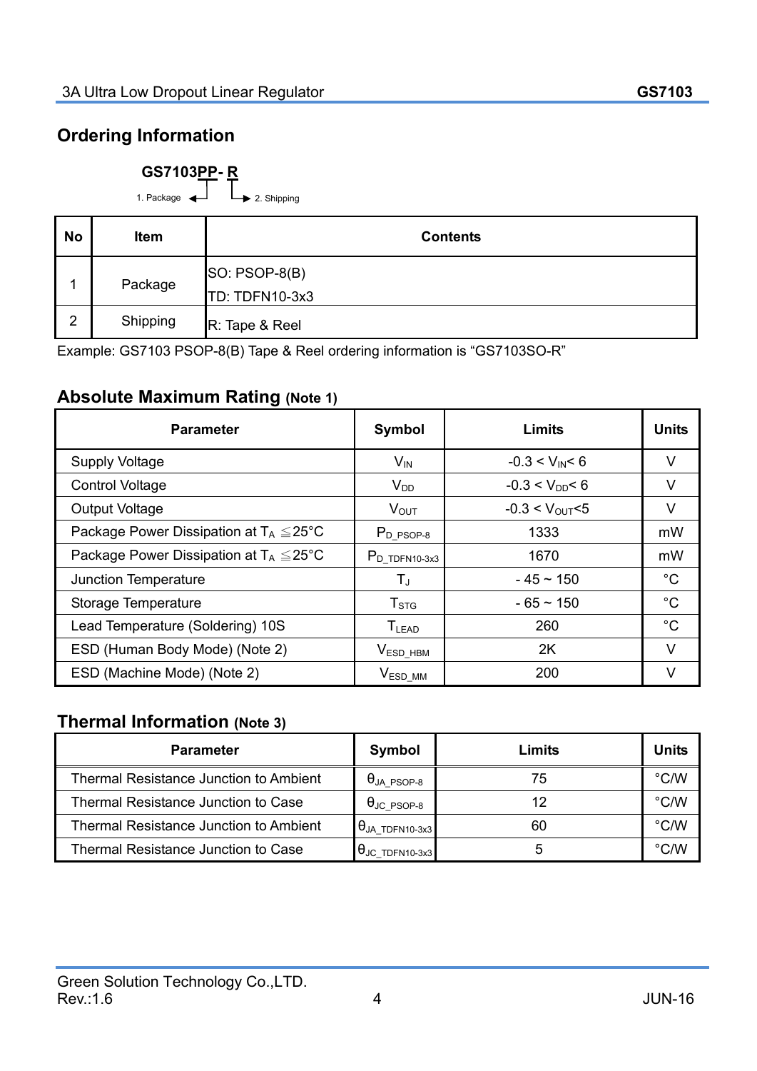## Ordering Information

**GS7103PP- R**

1. Package
2. Shipping

| No | Item | Contents |
|---|---|---|
| 1 | Package | SO: PSOP-8(B)<br>TD: TDFN10-3x3 |
| 2 | Shipping | R: Tape & Reel |

Example: GS7103 PSOP-8(B) Tape & Reel ordering information is “GS7103SO-R”

## Absolute Maximum Rating (Note 1)

| Parameter | Symbol | Limits | Units |
|---|---|---|---|
| Supply Voltage | $V_{IN}$ | $-0.3 < V_{IN} < 6$ | V |
| Control Voltage | $V_{DD}$ | $-0.3 < V_{DD} < 6$ | V |
| Output Voltage | $V_{OUT}$ | $-0.3 < V_{OUT} < 5$ | V |
| Package Power Dissipation at $T_A \leq 25°C$ | $P_{D\_PSOP-8}$ | 1333 | mW |
| Package Power Dissipation at $T_A \leq 25°C$ | $P_{D\_TDFN10-3x3}$ | 1670 | mW |
| Junction Temperature | $T_J$ | - 45 ~ 150 | °C |
| Storage Temperature | $T_{STG}$ | - 65 ~ 150 | °C |
| Lead Temperature (Soldering) 10S | $T_{LEAD}$ | 260 | °C |
| ESD (Human Body Mode) (Note 2) | $V_{ESD\_HBM}$ | 2K | V |
| ESD (Machine Mode) (Note 2) | $V_{ESD\_MM}$ | 200 | V |

## Thermal Information (Note 3)

| Parameter | Symbol | Limits | Units |
|---|---|---|---|
| Thermal Resistance Junction to Ambient | $\theta_{JA\_PSOP-8}$ | 75 | °C/W |
| Thermal Resistance Junction to Case | $\theta_{JC\_PSOP-8}$ | 12 | °C/W |
| Thermal Resistance Junction to Ambient | $\theta_{JA\_TDFN10-3x3}$ | 60 | °C/W |
| Thermal Resistance Junction to Case | $\theta_{JC\_TDFN10-3x3}$ | 5 | °C/W |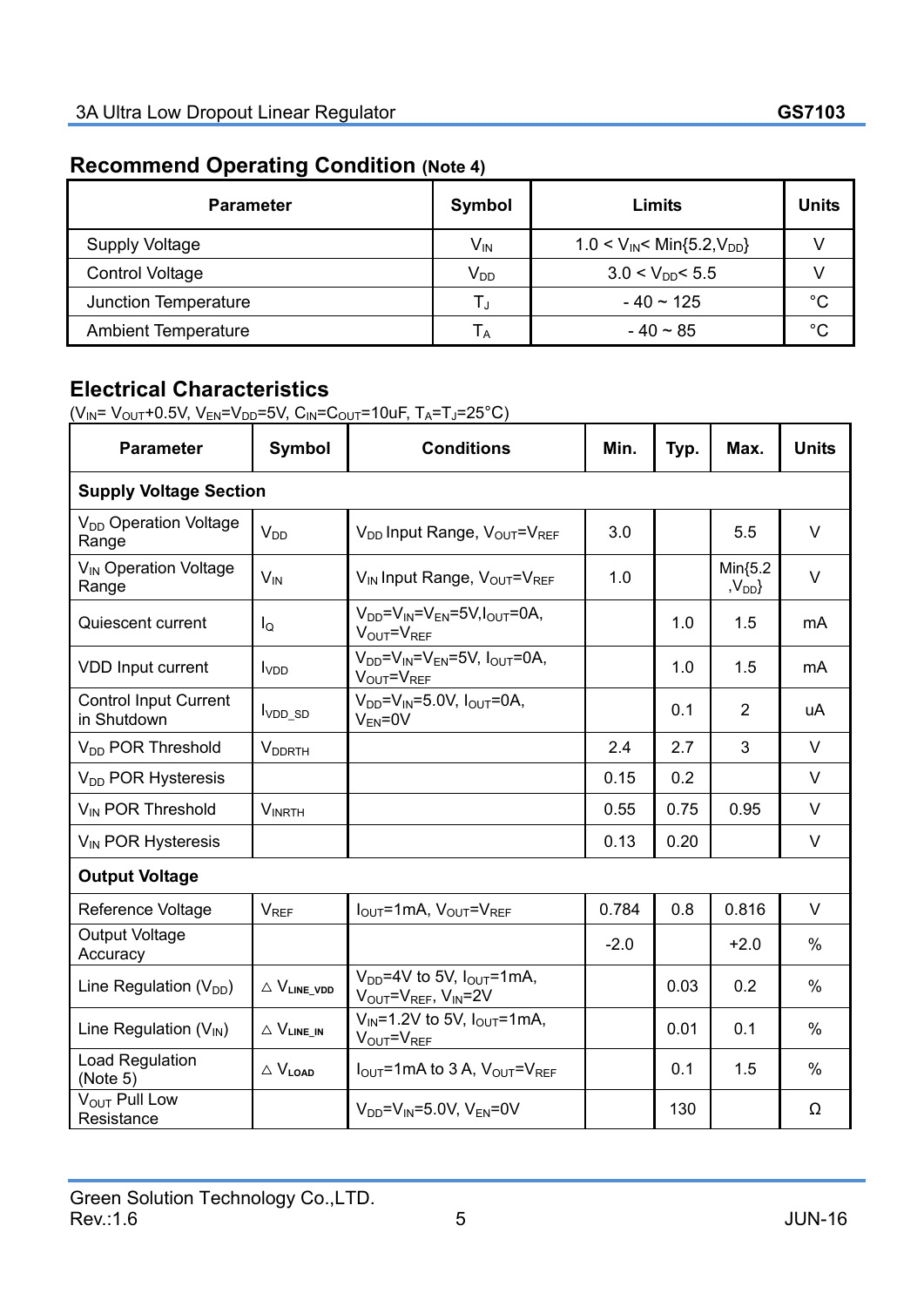## Recommend Operating Condition (Note 4)

| Parameter | Symbol | Limits | Units |
|---|---|---|---|
| Supply Voltage | $V_{IN}$ | 1.0 < $V_{IN}$< Min{5.2,$V_{DD}$} | V |
| Control Voltage | $V_{DD}$ | 3.0 < $V_{DD}$< 5.5 | V |
| Junction Temperature | $T_J$ | - 40 ~ 125 | °C |
| Ambient Temperature | $T_A$ | - 40 ~ 85 | °C |

## Electrical Characteristics

($V_{IN}$= $V_{OUT}$+0.5V, $V_{EN}$=$V_{DD}$=5V, $C_{IN}$=$C_{OUT}$=10uF, $T_A$=$T_J$=25°C)

| Parameter | Symbol | Conditions | Min. | Typ. | Max. | Units |
|---|---|---|---|---|---|---|
| **Supply Voltage Section** | | | | | | |
| $V_{DD}$ Operation Voltage Range | $V_{DD}$ | $V_{DD}$ Input Range, $V_{OUT}$=$V_{REF}$ | 3.0 | | 5.5 | V |
| $V_{IN}$ Operation Voltage Range | $V_{IN}$ | $V_{IN}$ Input Range, $V_{OUT}$=$V_{REF}$ | 1.0 | | Min{5.2 ,$V_{DD}$} | V |
| Quiescent current | $I_Q$ | $V_{DD}$=$V_{IN}$=$V_{EN}$=5V,$I_{OUT}$=0A, $V_{OUT}$=$V_{REF}$ | | 1.0 | 1.5 | mA |
| VDD Input current | $I_{VDD}$ | $V_{DD}$=$V_{IN}$=$V_{EN}$=5V, $I_{OUT}$=0A, $V_{OUT}$=$V_{REF}$ | | 1.0 | 1.5 | mA |
| Control Input Current in Shutdown | $I_{VDD\_SD}$ | $V_{DD}$=$V_{IN}$=5.0V, $I_{OUT}$=0A, $V_{EN}$=0V | | 0.1 | 2 | uA |
| $V_{DD}$ POR Threshold | $V_{DDRTH}$ | | 2.4 | 2.7 | 3 | V |
| $V_{DD}$ POR Hysteresis | | | 0.15 | 0.2 | | V |
| $V_{IN}$ POR Threshold | $V_{INRTH}$ | | 0.55 | 0.75 | 0.95 | V |
| $V_{IN}$ POR Hysteresis | | | 0.13 | 0.20 | | V |
| **Output Voltage** | | | | | | |
| Reference Voltage | $V_{REF}$ | $I_{OUT}$=1mA, $V_{OUT}$=$V_{REF}$ | 0.784 | 0.8 | 0.816 | V |
| Output Voltage Accuracy | | | -2.0 | | +2.0 | % |
| Line Regulation ($V_{DD}$) | $\triangle V_{LINE\_VDD}$ | $V_{DD}$=4V to 5V, $I_{OUT}$=1mA, $V_{OUT}$=$V_{REF}$, $V_{IN}$=2V | | 0.03 | 0.2 | % |
| Line Regulation ($V_{IN}$) | $\triangle V_{LINE\_IN}$ | $V_{IN}$=1.2V to 5V, $I_{OUT}$=1mA, $V_{OUT}$=$V_{REF}$ | | 0.01 | 0.1 | % |
| Load Regulation (Note 5) | $\triangle V_{LOAD}$ | $I_{OUT}$=1mA to 3 A, $V_{OUT}$=$V_{REF}$ | | 0.1 | 1.5 | % |
| $V_{OUT}$ Pull Low Resistance | | $V_{DD}$=$V_{IN}$=5.0V, $V_{EN}$=0V | | 130 | | Ω |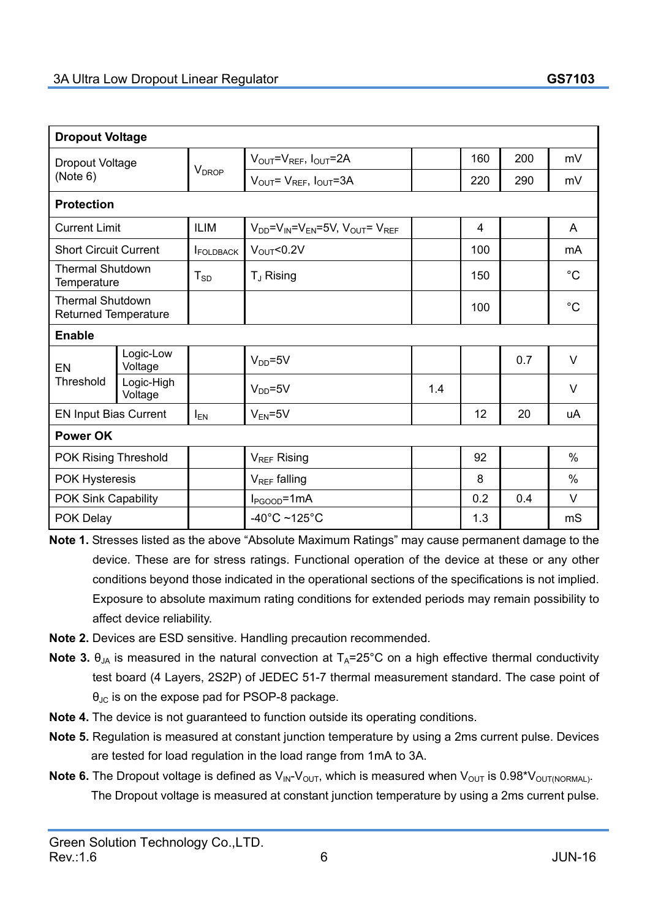| | | | | | | | |
|---|---|---|---|---|---|---|---|
| **Dropout Voltage** | | | | | | | |
| Dropout Voltage (Note 6) | | $V_{DROP}$ | $V_{OUT}$=$V_{REF}$, $I_{OUT}$=2A | | 160 | 200 | mV |
| | | | $V_{OUT}$= $V_{REF}$, $I_{OUT}$=3A | | 220 | 290 | mV |
| **Protection** | | | | | | | |
| Current Limit | | ILIM | $V_{DD}$=$V_{IN}$=$V_{EN}$=5V, $V_{OUT}$= $V_{REF}$ | | 4 | | A |
| Short Circuit Current | | $I_{FOLDBACK}$ | $V_{OUT}$<0.2V | | 100 | | mA |
| Thermal Shutdown Temperature | | $T_{SD}$ | $T_J$ Rising | | 150 | | °C |
| Thermal Shutdown Returned Temperature | | | | | 100 | | °C |
| **Enable** | | | | | | | |
| EN Threshold | Logic-Low Voltage | | $V_{DD}$=5V | | | 0.7 | V |
| | Logic-High Voltage | | $V_{DD}$=5V | 1.4 | | | V |
| EN Input Bias Current | | $I_{EN}$ | $V_{EN}$=5V | | 12 | 20 | uA |
| **Power OK** | | | | | | | |
| POK Rising Threshold | | | $V_{REF}$ Rising | | 92 | | % |
| POK Hysteresis | | | $V_{REF}$ falling | | 8 | | % |
| POK Sink Capability | | | $I_{PGOOD}$=1mA | | 0.2 | 0.4 | V |
| POK Delay | | | -40°C ~125°C | | 1.3 | | mS |

**Note 1.** Stresses listed as the above "Absolute Maximum Ratings" may cause permanent damage to the device. These are for stress ratings. Functional operation of the device at these or any other conditions beyond those indicated in the operational sections of the specifications is not implied. Exposure to absolute maximum rating conditions for extended periods may remain possibility to affect device reliability.

**Note 2.** Devices are ESD sensitive. Handling precaution recommended.

**Note 3.** $\theta_{JA}$ is measured in the natural convection at $T_A$=25°C on a high effective thermal conductivity test board (4 Layers, 2S2P) of JEDEC 51-7 thermal measurement standard. The case point of $\theta_{JC}$ is on the expose pad for PSOP-8 package.

**Note 4.** The device is not guaranteed to function outside its operating conditions.

**Note 5.** Regulation is measured at constant junction temperature by using a 2ms current pulse. Devices are tested for load regulation in the load range from 1mA to 3A.

**Note 6.** The Dropout voltage is defined as $V_{IN}$-$V_{OUT}$, which is measured when $V_{OUT}$ is 0.98*$V_{OUT(NORMAL)}$. The Dropout voltage is measured at constant junction temperature by using a 2ms current pulse.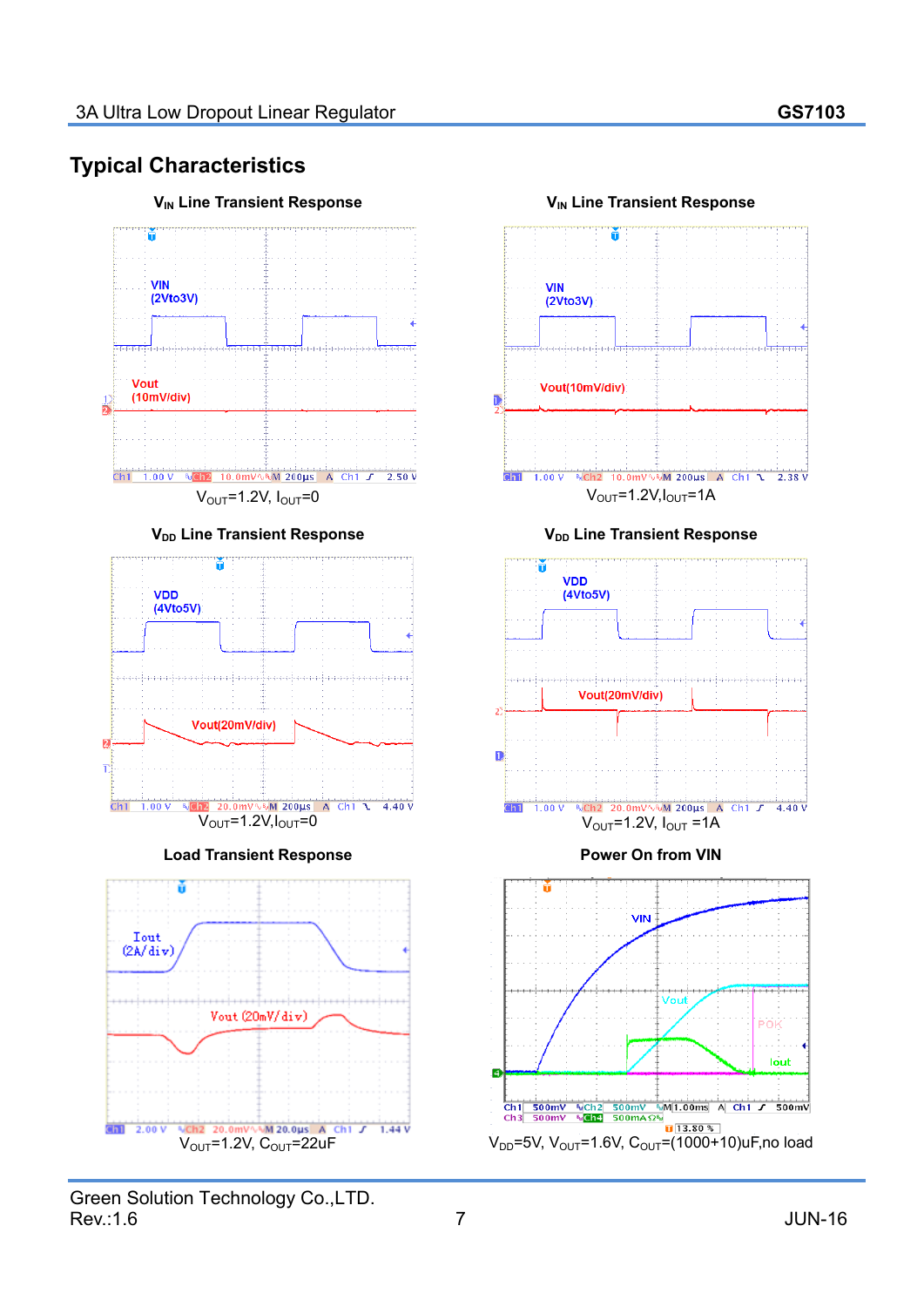## Typical Characteristics

### $V_{IN}$ Line Transient Response

VIN
(2Vto3V)

Vout
(10mV/div)

Ch1 1.00 V Ch2 10.0mV M 200µs A Ch1 2.50 V

$V_{OUT}$=1.2V, $I_{OUT}$=0

### $V_{IN}$ Line Transient Response

VIN
(2Vto3V)

Vout(10mV/div)

Ch1 1.00 V Ch2 10.0mV M 200µs A Ch1 2.38 V

$V_{OUT}$=1.2V,$I_{OUT}$=1A

### $V_{DD}$ Line Transient Response

VDD
(4Vto5V)

Vout(20mV/div)

Ch1 1.00 V Ch2 20.0mV M 200µs A Ch1 4.40 V

$V_{OUT}$=1.2V,$I_{OUT}$=0

### $V_{DD}$ Line Transient Response

VDD
(4Vto5V)

Vout(20mV/div)

Ch1 1.00 V Ch2 20.0mV M 200µs A Ch1 4.40 V

$V_{OUT}$=1.2V, $I_{OUT}$ =1A

### Load Transient Response

Iout
(2A/div)

Vout (20mV/div)

Ch1 2.00 V Ch2 20.0mV M 20.0µs A Ch1 1.44 V

$V_{OUT}$=1.2V, $C_{OUT}$=22uF

### Power On from VIN

VIN

Vout

POK

Iout

Ch1 500mV Ch2 500mV M 1.00ms A Ch1 500mV
Ch3 500mV Ch4 500mA
13.80 %

$V_{DD}$=5V, $V_{OUT}$=1.6V, $C_{OUT}$=(1000+10)uF,no load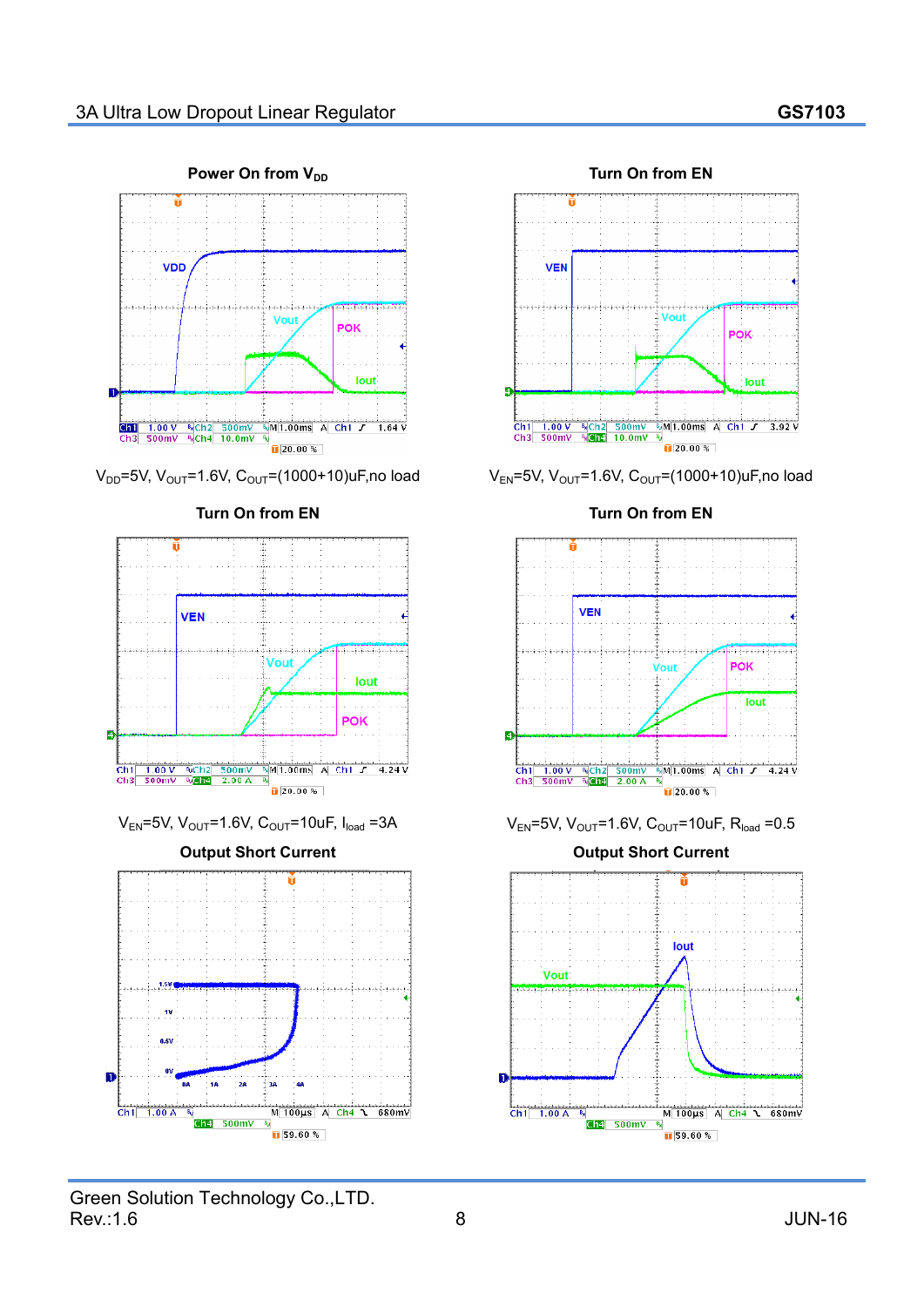**Power On from $V_{DD}$**

VDD
Vout
POK
Iout

Ch1 1.00 V Ch2 500mV M 1.00ms A Ch1 1.64 V
Ch3 500mV Ch4 10.0mV
20.00 %

$V_{DD}$=5V, $V_{OUT}$=1.6V, $C_{OUT}$=(1000+10)uF,no load

**Turn On from EN**

VEN
Vout
POK
Iout

Ch1 1.00 V Ch2 500mV M 1.00ms A Ch1 3.92 V
Ch3 500mV Ch4 10.0mV
20.00 %

$V_{EN}$=5V, $V_{OUT}$=1.6V, $C_{OUT}$=(1000+10)uF,no load

**Turn On from EN**

VEN
Vout
Iout
POK

Ch1 1.00 V Ch2 500mV M 1.00ms A Ch1 4.24 V
Ch3 500mV Ch4 2.00 A
20.00 %

$V_{EN}$=5V, $V_{OUT}$=1.6V, $C_{OUT}$=10uF, $I_{load}$ =3A

**Turn On from EN**

VEN
Vout
POK
Iout

Ch1 1.00 V Ch2 500mV M 1.00ms A Ch1 4.24 V
Ch3 500mV Ch4 2.00 A
20.00 %

$V_{EN}$=5V, $V_{OUT}$=1.6V, $C_{OUT}$=10uF, $R_{load}$ =0.5

**Output Short Current**

1.5V
1V
0.5V
0V
0A 1A 2A 3A 4A

Ch1 1.00 A M 100µs A Ch4 680mV
Ch4 500mV
59.60 %

**Output Short Current**

Iout
Vout

Ch1 1.00 A M 100µs A Ch4 680mV
Ch4 500mV
59.60 %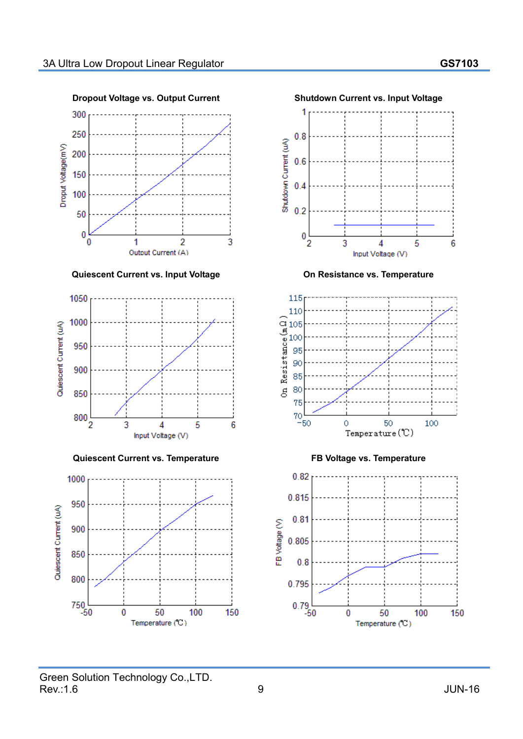**Dropout Voltage vs. Output Current**

Dropout Voltage(mV)

300
250
200
150
100
50
0

0 1 2 3

Output Current (A)

**Shutdown Current vs. Input Voltage**

Shutdown Current (uA)

1
0.8
0.6
0.4
0.2
0

2 3 4 5 6

Input Voltage (V)

**Quiescent Current vs. Input Voltage**

Quiescent Current (uA)

1050
1000
950
900
850
800

2 3 4 5 6

Input Voltage (V)

**On Resistance vs. Temperature**

On Resistance(mΩ)

115
110
105
100
95
90
85
80
75
70

−50 0 50 100

Temperature(℃)

**Quiescent Current vs. Temperature**

Quiescent Current (uA)

1000
950
900
850
800
750

-50 0 50 100 150

Temperature (℃)

**FB Voltage vs. Temperature**

FB Voltage (V)

0.82
0.815
0.81
0.805
0.8
0.795
0.79

-50 0 50 100 150

Temperature (℃)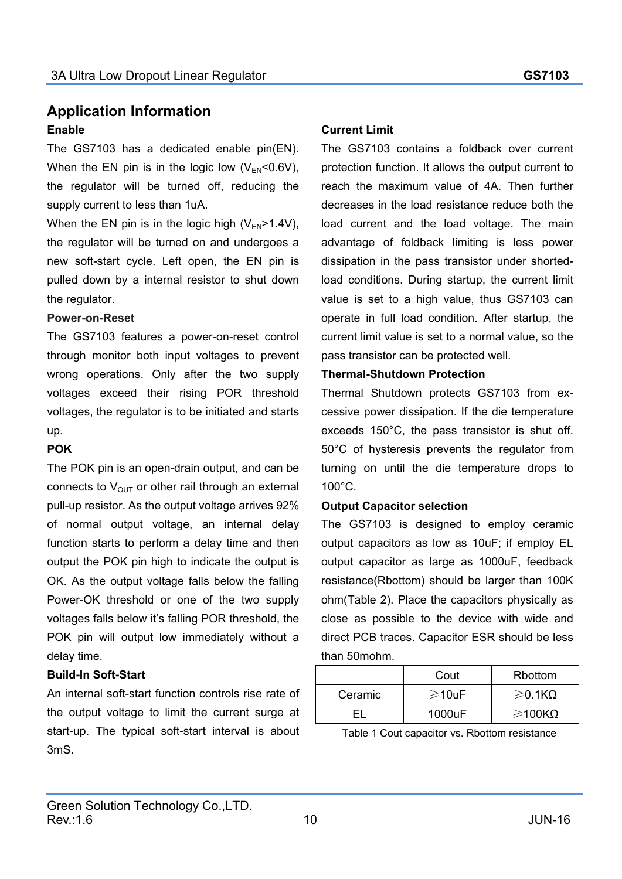## Application Information

### Enable

The GS7103 has a dedicated enable pin(EN). When the EN pin is in the logic low ($V_{EN}$<0.6V), the regulator will be turned off, reducing the supply current to less than 1uA.

When the EN pin is in the logic high ($V_{EN}$>1.4V), the regulator will be turned on and undergoes a new soft-start cycle. Left open, the EN pin is pulled down by a internal resistor to shut down the regulator.

### Power-on-Reset

The GS7103 features a power-on-reset control through monitor both input voltages to prevent wrong operations. Only after the two supply voltages exceed their rising POR threshold voltages, the regulator is to be initiated and starts up.

### POK

The POK pin is an open-drain output, and can be connects to $V_{OUT}$ or other rail through an external pull-up resistor. As the output voltage arrives 92% of normal output voltage, an internal delay function starts to perform a delay time and then output the POK pin high to indicate the output is OK. As the output voltage falls below the falling Power-OK threshold or one of the two supply voltages falls below it's falling POR threshold, the POK pin will output low immediately without a delay time.

### Build-In Soft-Start

An internal soft-start function controls rise rate of the output voltage to limit the current surge at start-up. The typical soft-start interval is about 3mS.

### Current Limit

The GS7103 contains a foldback over current protection function. It allows the output current to reach the maximum value of 4A. Then further decreases in the load resistance reduce both the load current and the load voltage. The main advantage of foldback limiting is less power dissipation in the pass transistor under shorted-load conditions. During startup, the current limit value is set to a high value, thus GS7103 can operate in full load condition. After startup, the current limit value is set to a normal value, so the pass transistor can be protected well.

### Thermal-Shutdown Protection

Thermal Shutdown protects GS7103 from ex-cessive power dissipation. If the die temperature exceeds 150°C, the pass transistor is shut off. 50°C of hysteresis prevents the regulator from turning on until the die temperature drops to 100°C.

### Output Capacitor selection

The GS7103 is designed to employ ceramic output capacitors as low as 10uF; if employ EL output capacitor as large as 1000uF, feedback resistance(Rbottom) should be larger than 100K ohm(Table 2). Place the capacitors physically as close as possible to the device with wide and direct PCB traces. Capacitor ESR should be less than 50mohm.

| | Cout | Rbottom |
|---|---|---|
| Ceramic | ⩾10uF | ⩾0.1KΩ |
| EL | 1000uF | ⩾100KΩ |

Table 1 Cout capacitor vs. Rbottom resistance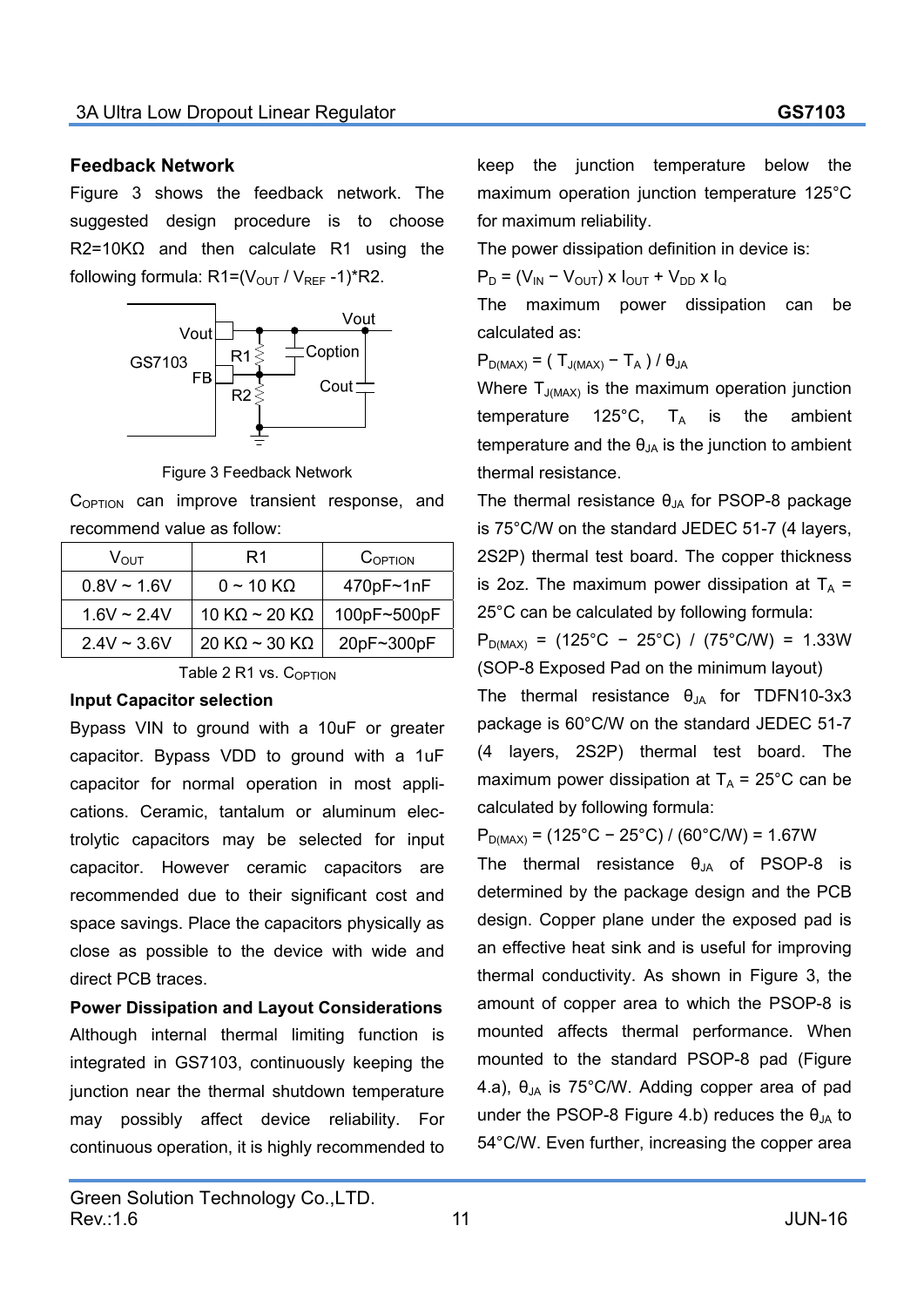## Feedback Network

Figure 3 shows the feedback network. The suggested design procedure is to choose R2=10KΩ and then calculate R1 using the following formula: $R1=(V_{OUT} / V_{REF} - 1)*R2$.

Vout
GS7103
FB
R1
R2
Coption
Vout
Cout

Figure 3 Feedback Network

$C_{OPTION}$ can improve transient response, and recommend value as follow:

| $V_{OUT}$ | R1 | $C_{OPTION}$ |
|---|---|---|
| 0.8V ~ 1.6V | 0 ~ 10 KΩ | 470pF~1nF |
| 1.6V ~ 2.4V | 10 KΩ ~ 20 KΩ | 100pF~500pF |
| 2.4V ~ 3.6V | 20 KΩ ~ 30 KΩ | 20pF~300pF |

Table 2 R1 vs. $C_{OPTION}$

### Input Capacitor selection

Bypass VIN to ground with a 10uF or greater capacitor. Bypass VDD to ground with a 1uF capacitor for normal operation in most applications. Ceramic, tantalum or aluminum electrolytic capacitors may be selected for input capacitor. However ceramic capacitors are recommended due to their significant cost and space savings. Place the capacitors physically as close as possible to the device with wide and direct PCB traces.

### Power Dissipation and Layout Considerations

Although internal thermal limiting function is integrated in GS7103, continuously keeping the junction near the thermal shutdown temperature may possibly affect device reliability. For continuous operation, it is highly recommended to keep the junction temperature below the maximum operation junction temperature 125°C for maximum reliability.

The power dissipation definition in device is:

$P_D = (V_{IN} - V_{OUT}) \times I_{OUT} + V_{DD} \times I_Q$

The maximum power dissipation can be calculated as:

$P_{D(MAX)} = ( T_{J(MAX)} - T_A ) / \theta_{JA}$

Where $T_{J(MAX)}$ is the maximum operation junction temperature 125°C, $T_A$ is the ambient temperature and the $\theta_{JA}$ is the junction to ambient thermal resistance.

The thermal resistance $\theta_{JA}$ for PSOP-8 package is 75°C/W on the standard JEDEC 51-7 (4 layers, 2S2P) thermal test board. The copper thickness is 2oz. The maximum power dissipation at $T_A$ = 25°C can be calculated by following formula:

$P_{D(MAX)}$ = (125°C − 25°C) / (75°C/W) = 1.33W (SOP-8 Exposed Pad on the minimum layout)

The thermal resistance $\theta_{JA}$ for TDFN10-3x3 package is 60°C/W on the standard JEDEC 51-7 (4 layers, 2S2P) thermal test board. The maximum power dissipation at $T_A$ = 25°C can be calculated by following formula:

$P_{D(MAX)}$ = (125°C − 25°C) / (60°C/W) = 1.67W

The thermal resistance $\theta_{JA}$ of PSOP-8 is determined by the package design and the PCB design. Copper plane under the exposed pad is an effective heat sink and is useful for improving thermal conductivity. As shown in Figure 3, the amount of copper area to which the PSOP-8 is mounted affects thermal performance. When mounted to the standard PSOP-8 pad (Figure 4.a), $\theta_{JA}$ is 75°C/W. Adding copper area of pad under the PSOP-8 Figure 4.b) reduces the $\theta_{JA}$ to 54°C/W. Even further, increasing the copper area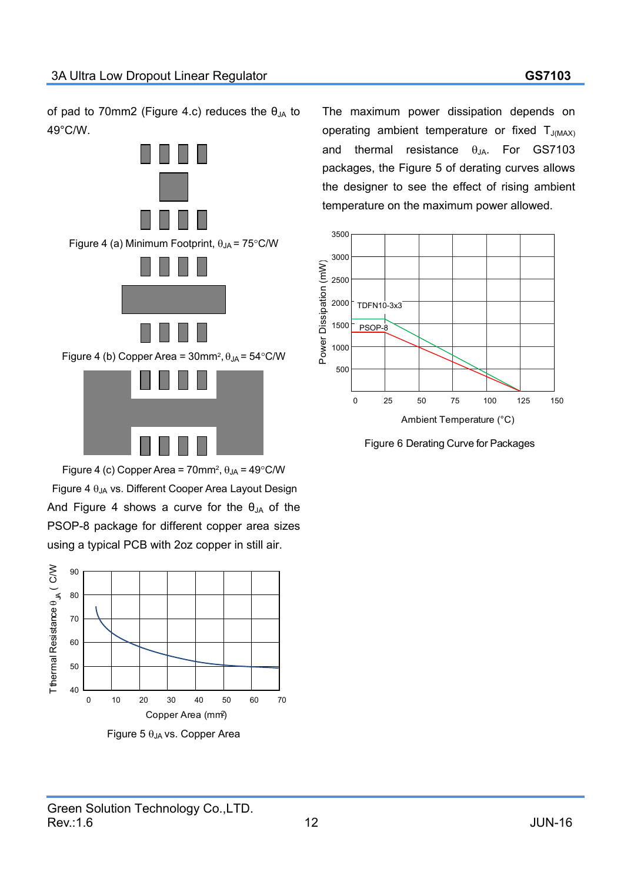of pad to 70mm2 (Figure 4.c) reduces the $\theta_{JA}$ to 49°C/W.

Figure 4 (a) Minimum Footprint, $\theta_{JA}$ = 75°C/W

Figure 4 (b) Copper Area = 30mm², $\theta_{JA}$ = 54°C/W

Figure 4 (c) Copper Area = 70mm², $\theta_{JA}$ = 49°C/W

Figure 4 $\theta_{JA}$ vs. Different Cooper Area Layout Design

And Figure 4 shows a curve for the $\theta_{JA}$ of the PSOP-8 package for different copper area sizes using a typical PCB with 2oz copper in still air.

Thermal Resistance $\theta_{JA}$ (°C/W)

90
80
70
60
50
40

0 10 20 30 40 50 60 70

Copper Area (mm²)

Figure 5 $\theta_{JA}$ vs. Copper Area

The maximum power dissipation depends on operating ambient temperature or fixed $T_{J(MAX)}$ and thermal resistance $\theta_{JA}$. For GS7103 packages, the Figure 5 of derating curves allows the designer to see the effect of rising ambient temperature on the maximum power allowed.

Power Dissipation (mW)

3500
3000
2500
2000
1500
1000
500

TDFN10-3x3

PSOP-8

0 25 50 75 100 125 150

Ambient Temperature (°C)

Figure 6 Derating Curve for Packages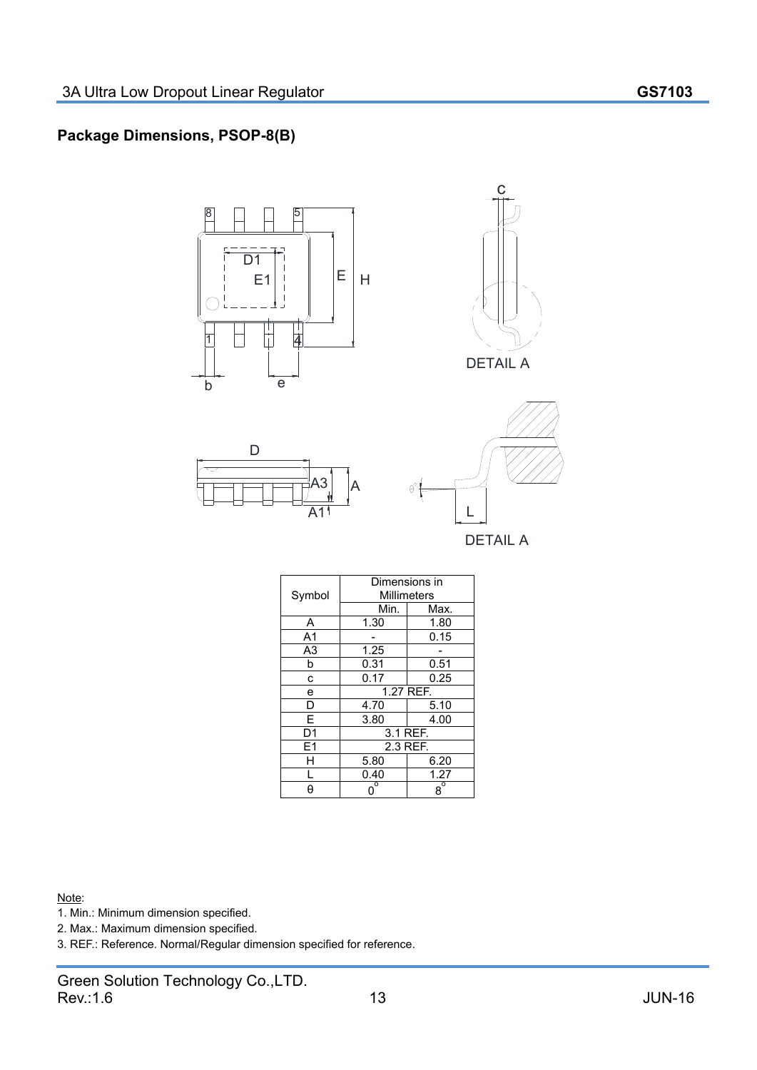## Package Dimensions, PSOP-8(B)

| Symbol | Dimensions in Millimeters | |
|---|---|---|
| | Min. | Max. |
| A | 1.30 | 1.80 |
| A1 | - | 0.15 |
| A3 | 1.25 | - |
| b | 0.31 | 0.51 |
| c | 0.17 | 0.25 |
| e | 1.27 REF. | |
| D | 4.70 | 5.10 |
| E | 3.80 | 4.00 |
| D1 | 3.1 REF. | |
| E1 | 2.3 REF. | |
| H | 5.80 | 6.20 |
| L | 0.40 | 1.27 |
| θ | 0° | 8° |

Note:

1. Min.: Minimum dimension specified.
2. Max.: Maximum dimension specified.
3. REF.: Reference. Normal/Regular dimension specified for reference.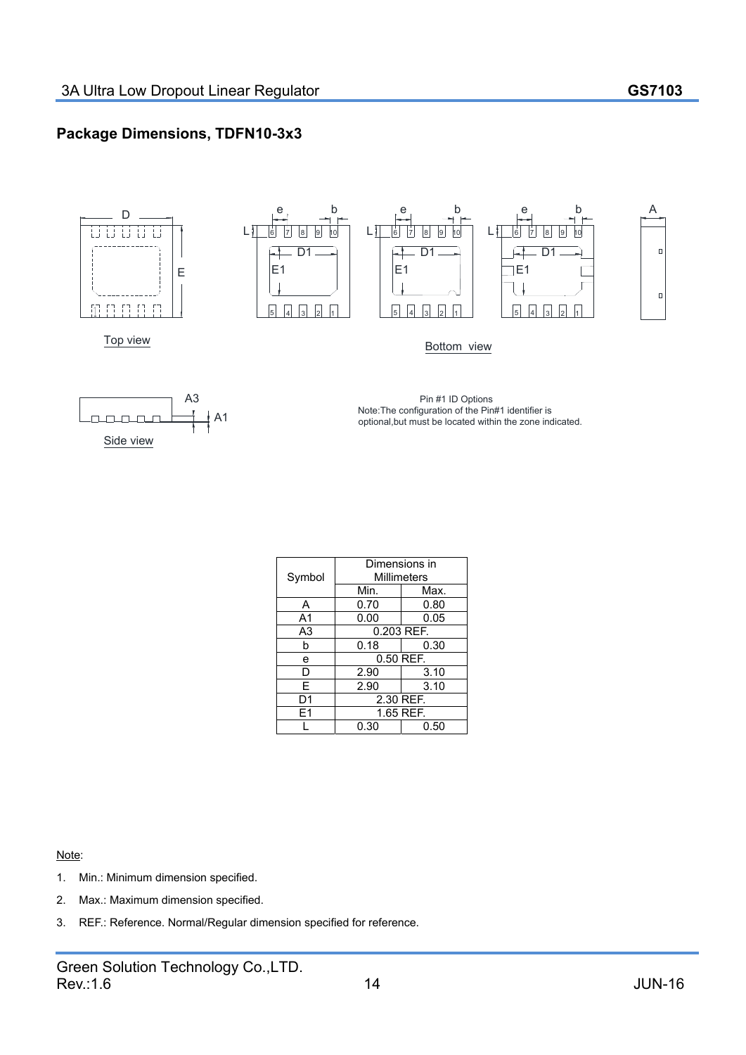## Package Dimensions, TDFN10-3x3

Top view

Bottom view

Side view

Pin #1 ID Options
Note:The configuration of the Pin#1 identifier is optional,but must be located within the zone indicated.

| Symbol | Dimensions in Millimeters | |
|---|---|---|
| | Min. | Max. |
| A | 0.70 | 0.80 |
| A1 | 0.00 | 0.05 |
| A3 | 0.203 REF. | |
| b | 0.18 | 0.30 |
| e | 0.50 REF. | |
| D | 2.90 | 3.10 |
| E | 2.90 | 3.10 |
| D1 | 2.30 REF. | |
| E1 | 1.65 REF. | |
| L | 0.30 | 0.50 |

Note:

1. Min.: Minimum dimension specified.
2. Max.: Maximum dimension specified.
3. REF.: Reference. Normal/Regular dimension specified for reference.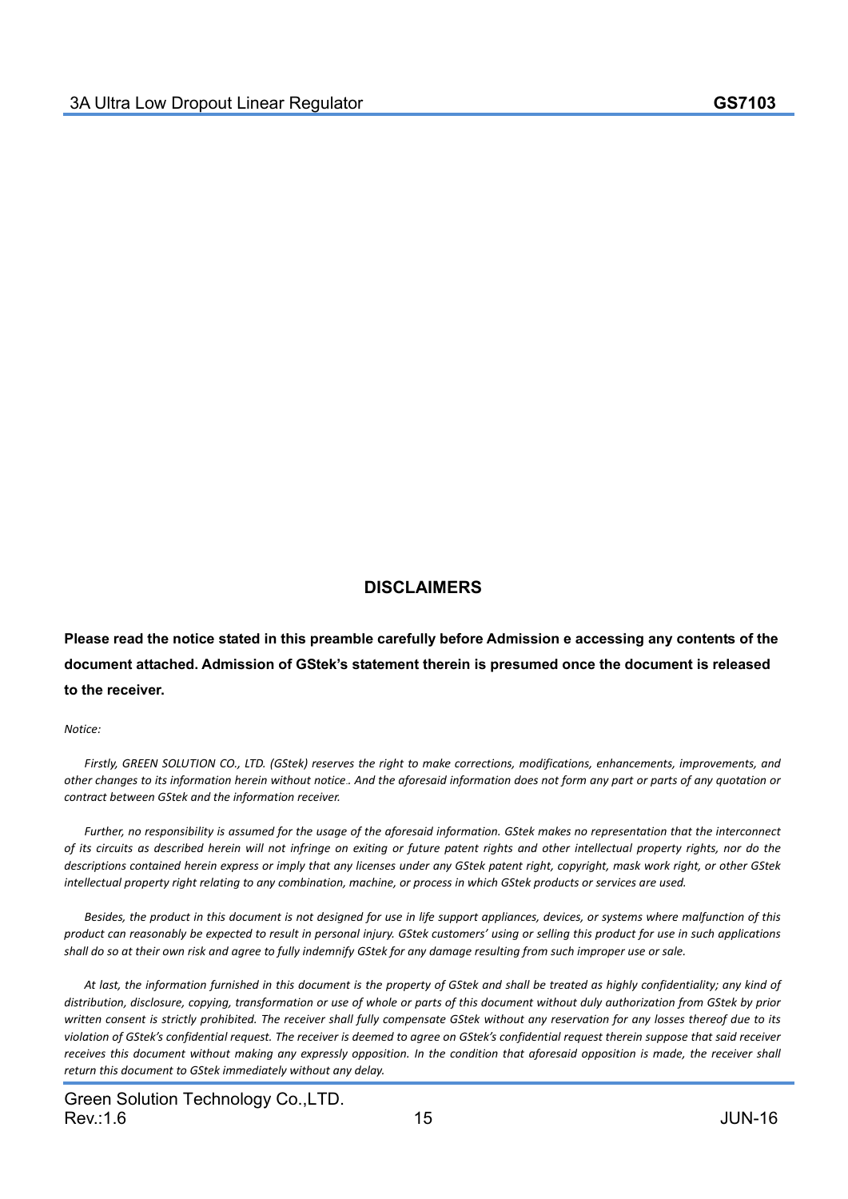## DISCLAIMERS

**Please read the notice stated in this preamble carefully before Admission e accessing any contents of the document attached. Admission of GStek's statement therein is presumed once the document is released to the receiver.**

*Notice:*

*Firstly, GREEN SOLUTION CO., LTD. (GStek) reserves the right to make corrections, modifications, enhancements, improvements, and other changes to its information herein without notice.. And the aforesaid information does not form any part or parts of any quotation or contract between GStek and the information receiver.*

*Further, no responsibility is assumed for the usage of the aforesaid information. GStek makes no representation that the interconnect of its circuits as described herein will not infringe on exiting or future patent rights and other intellectual property rights, nor do the descriptions contained herein express or imply that any licenses under any GStek patent right, copyright, mask work right, or other GStek intellectual property right relating to any combination, machine, or process in which GStek products or services are used.*

*Besides, the product in this document is not designed for use in life support appliances, devices, or systems where malfunction of this product can reasonably be expected to result in personal injury. GStek customers' using or selling this product for use in such applications shall do so at their own risk and agree to fully indemnify GStek for any damage resulting from such improper use or sale.*

*At last, the information furnished in this document is the property of GStek and shall be treated as highly confidentiality; any kind of distribution, disclosure, copying, transformation or use of whole or parts of this document without duly authorization from GStek by prior written consent is strictly prohibited. The receiver shall fully compensate GStek without any reservation for any losses thereof due to its violation of GStek's confidential request. The receiver is deemed to agree on GStek's confidential request therein suppose that said receiver receives this document without making any expressly opposition. In the condition that aforesaid opposition is made, the receiver shall return this document to GStek immediately without any delay.*